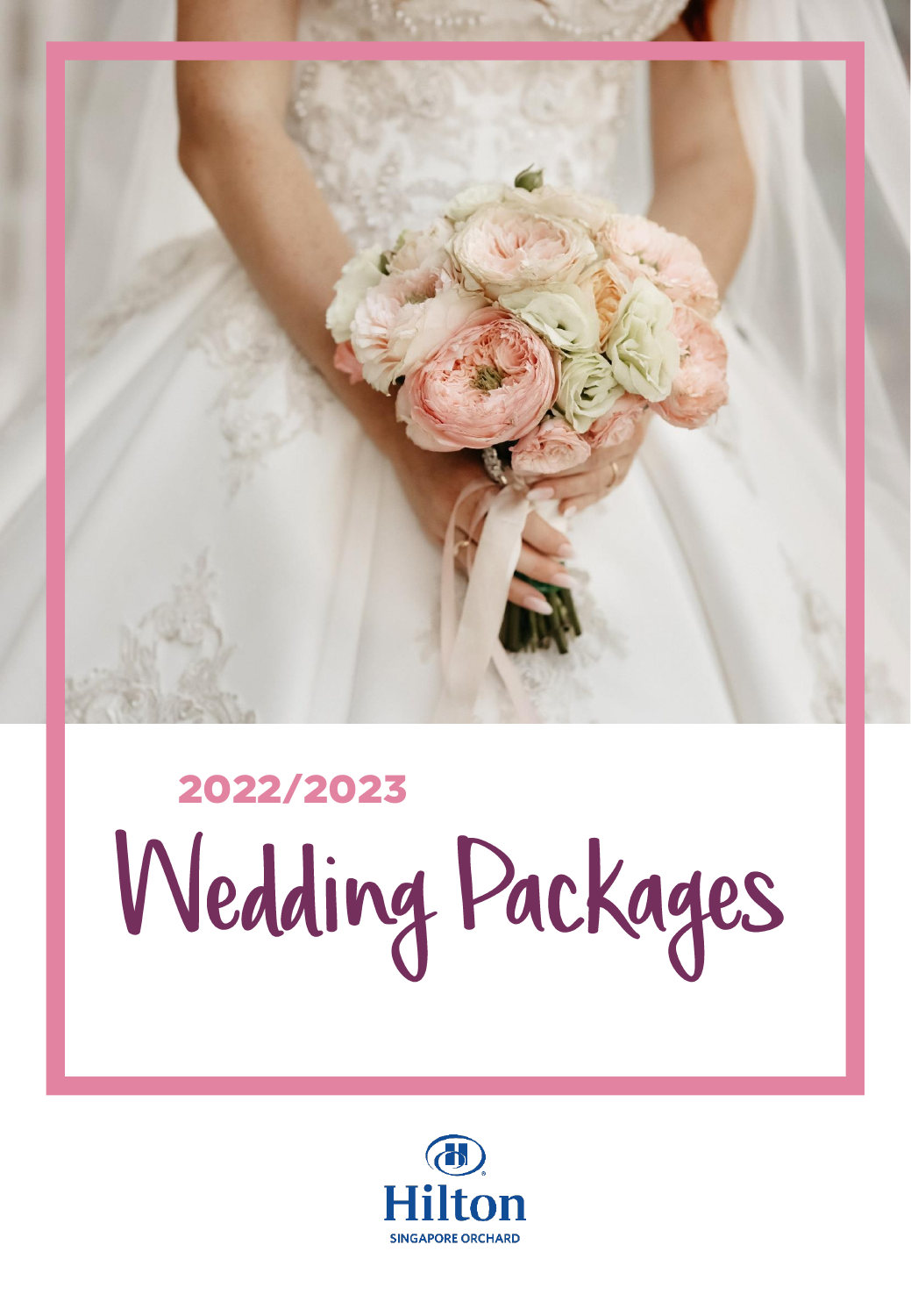2022/2023

# Wedding Packages

Hilton

SINGAPORE ORCHARD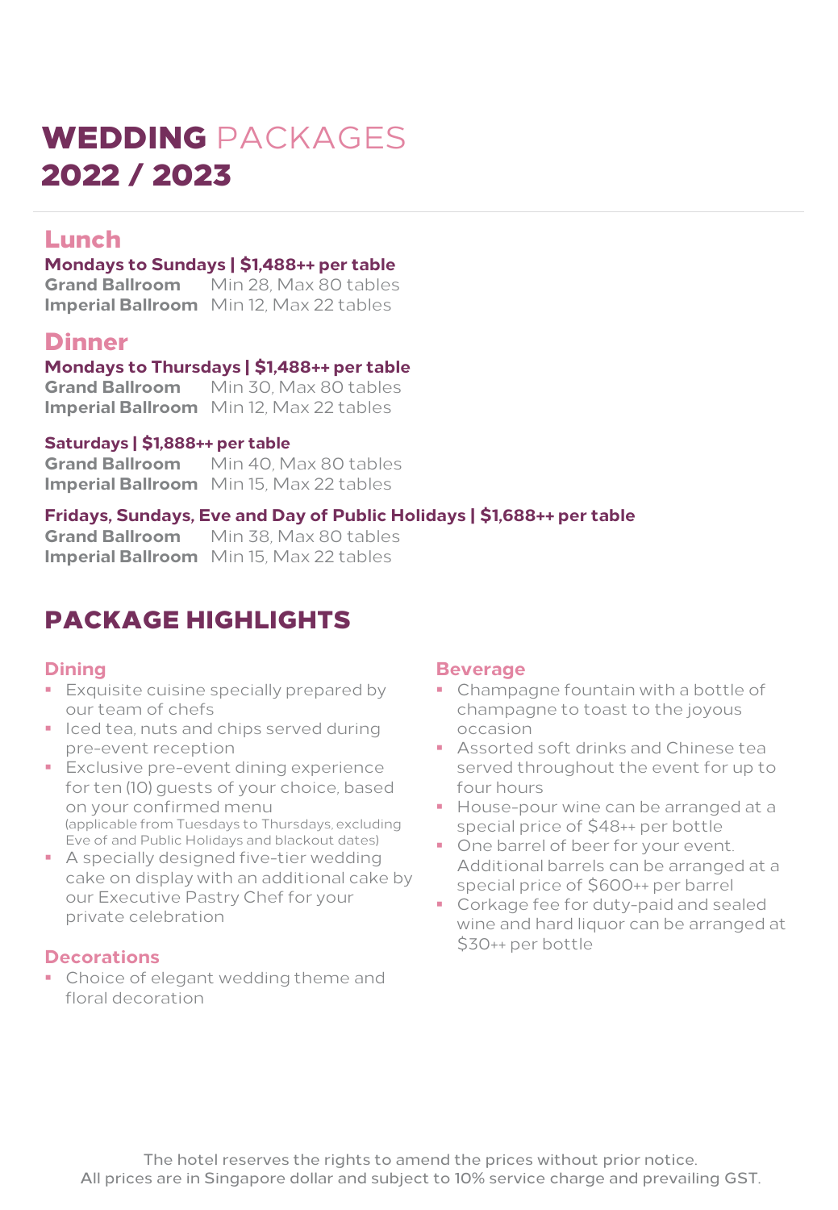# WEDDING PACKAGES 2022 / 2023

## Lunch

**Mondays to Sundays | $1,488++ per table**

**Grand Ballroom** Min 28, Max 80 tables
**Imperial Ballroom** Min 12, Max 22 tables

## Dinner

**Mondays to Thursdays | $1,488++ per table**

**Grand Ballroom** Min 30, Max 80 tables
**Imperial Ballroom** Min 12, Max 22 tables

**Saturdays | $1,888++ per table**

**Grand Ballroom** Min 40, Max 80 tables
**Imperial Ballroom** Min 15, Max 22 tables

**Fridays, Sundays, Eve and Day of Public Holidays | $1,688++ per table**

**Grand Ballroom** Min 38, Max 80 tables
**Imperial Ballroom** Min 15, Max 22 tables

# PACKAGE HIGHLIGHTS

### Dining

- Exquisite cuisine specially prepared by our team of chefs
- Iced tea, nuts and chips served during pre-event reception
- Exclusive pre-event dining experience for ten (10) guests of your choice, based on your confirmed menu (applicable from Tuesdays to Thursdays, excluding Eve of and Public Holidays and blackout dates)
- A specially designed five-tier wedding cake on display with an additional cake by our Executive Pastry Chef for your private celebration

### Decorations

- Choice of elegant wedding theme and floral decoration

### Beverage

- Champagne fountain with a bottle of champagne to toast to the joyous occasion
- Assorted soft drinks and Chinese tea served throughout the event for up to four hours
- House-pour wine can be arranged at a special price of $48++ per bottle
- One barrel of beer for your event. Additional barrels can be arranged at a special price of $600++ per barrel
- Corkage fee for duty-paid and sealed wine and hard liquor can be arranged at $30++ per bottle

The hotel reserves the rights to amend the prices without prior notice.
All prices are in Singapore dollar and subject to 10% service charge and prevailing GST.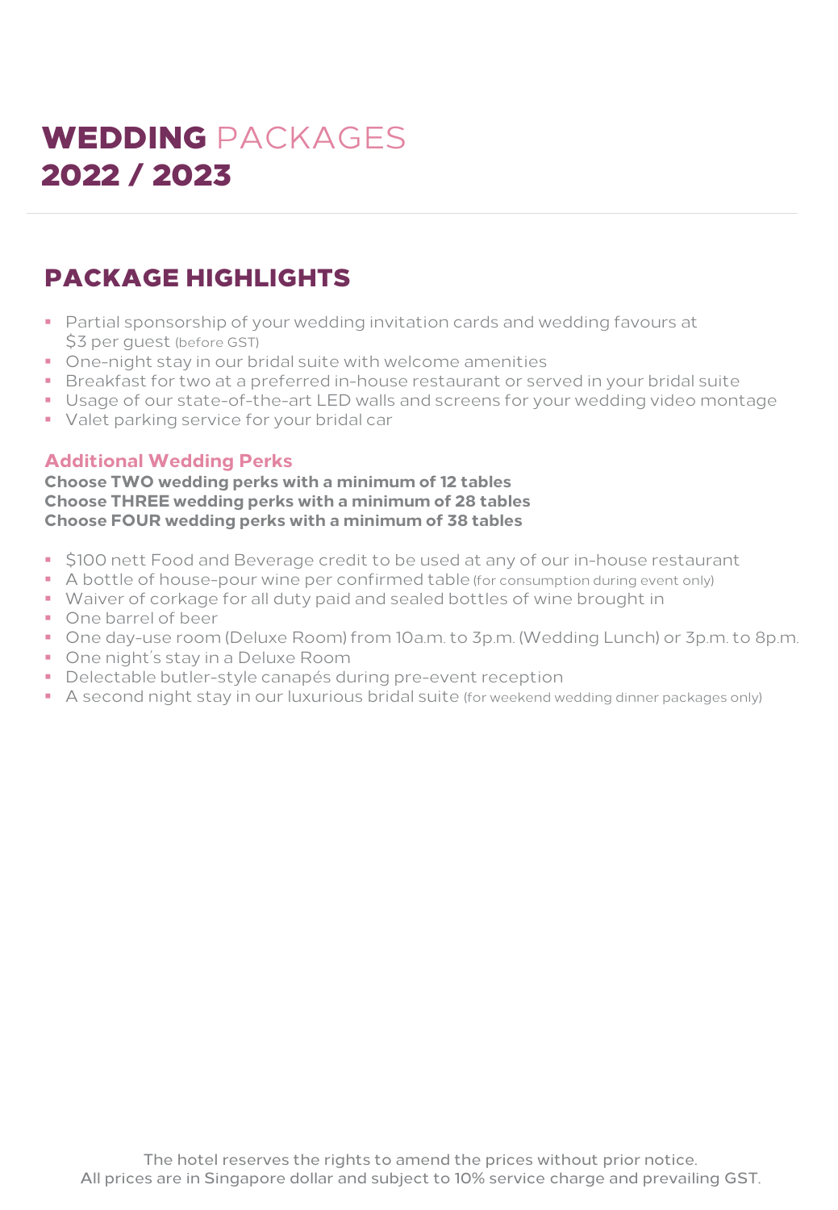# WEDDING PACKAGES 2022 / 2023

## PACKAGE HIGHLIGHTS

- Partial sponsorship of your wedding invitation cards and wedding favours at $3 per guest (before GST)
- One-night stay in our bridal suite with welcome amenities
- Breakfast for two at a preferred in-house restaurant or served in your bridal suite
- Usage of our state-of-the-art LED walls and screens for your wedding video montage
- Valet parking service for your bridal car

### Additional Wedding Perks

**Choose TWO wedding perks with a minimum of 12 tables**
**Choose THREE wedding perks with a minimum of 28 tables**
**Choose FOUR wedding perks with a minimum of 38 tables**

- $100 nett Food and Beverage credit to be used at any of our in-house restaurant
- A bottle of house-pour wine per confirmed table (for consumption during event only)
- Waiver of corkage for all duty paid and sealed bottles of wine brought in
- One barrel of beer
- One day-use room (Deluxe Room) from 10a.m. to 3p.m. (Wedding Lunch) or 3p.m. to 8p.m.
- One night's stay in a Deluxe Room
- Delectable butler-style canapés during pre-event reception
- A second night stay in our luxurious bridal suite (for weekend wedding dinner packages only)

The hotel reserves the rights to amend the prices without prior notice.
All prices are in Singapore dollar and subject to 10% service charge and prevailing GST.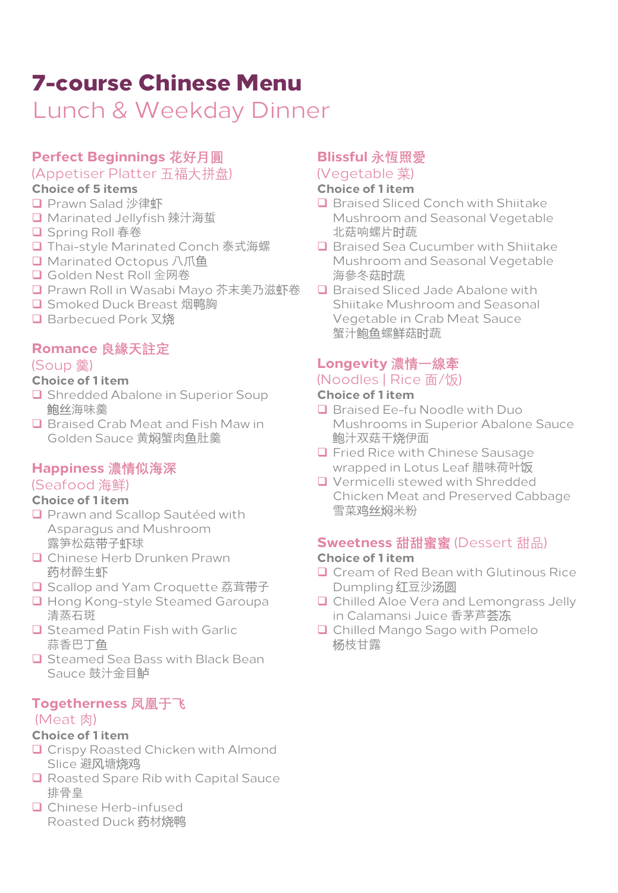# 7-course Chinese Menu

## Lunch & Weekday Dinner

### Perfect Beginnings 花好月圆
(Appetiser Platter 五福大拼盘)

**Choice of 5 items**

- Prawn Salad 沙律虾
- Marinated Jellyfish 辣汁海蜇
- Spring Roll 春卷
- Thai-style Marinated Conch 泰式海螺
- Marinated Octopus 八爪鱼
- Golden Nest Roll 金网卷
- Prawn Roll in Wasabi Mayo 芥末美乃滋虾卷
- Smoked Duck Breast 烟鸭胸
- Barbecued Pork 叉烧

### Romance 良緣天註定
(Soup 羹)

**Choice of 1 item**

- Shredded Abalone in Superior Soup 鲍丝海味羹
- Braised Crab Meat and Fish Maw in Golden Sauce 黄焖蟹肉鱼肚羹

### Happiness 濃情似海深
(Seafood 海鲜)

**Choice of 1 item**

- Prawn and Scallop Sautéed with Asparagus and Mushroom 露笋松菇带子虾球
- Chinese Herb Drunken Prawn 药材醉生虾
- Scallop and Yam Croquette 荔茸带子
- Hong Kong-style Steamed Garoupa 清蒸石斑
- Steamed Patin Fish with Garlic 蒜香巴丁鱼
- Steamed Sea Bass with Black Bean Sauce 豉汁金目鲈

### Togetherness 凤凰于飞
(Meat 肉)

**Choice of 1 item**

- Crispy Roasted Chicken with Almond Slice 避风塘烧鸡
- Roasted Spare Rib with Capital Sauce 排骨皇
- Chinese Herb-infused Roasted Duck 药材烧鸭

### Blissful 永恆照愛
(Vegetable 菜)

**Choice of 1 item**

- Braised Sliced Conch with Shiitake Mushroom and Seasonal Vegetable 北菇响螺片时蔬
- Braised Sea Cucumber with Shiitake Mushroom and Seasonal Vegetable 海参冬菇时蔬
- Braised Sliced Jade Abalone with Shiitake Mushroom and Seasonal Vegetable in Crab Meat Sauce 蟹汁鲍鱼螺鲜菇时蔬

### Longevity 濃情一線牽
(Noodles | Rice 面/饭)

**Choice of 1 item**

- Braised Ee-fu Noodle with Duo Mushrooms in Superior Abalone Sauce 鲍汁双菇干烧伊面
- Fried Rice with Chinese Sausage wrapped in Lotus Leaf 腊味荷叶饭
- Vermicelli stewed with Shredded Chicken Meat and Preserved Cabbage 雪菜鸡丝焖米粉

### Sweetness 甜甜蜜蜜 (Dessert 甜品)

**Choice of 1 item**

- Cream of Red Bean with Glutinous Rice Dumpling 红豆沙汤圆
- Chilled Aloe Vera and Lemongrass Jelly in Calamansi Juice 香茅芦荟冻
- Chilled Mango Sago with Pomelo 杨枝甘露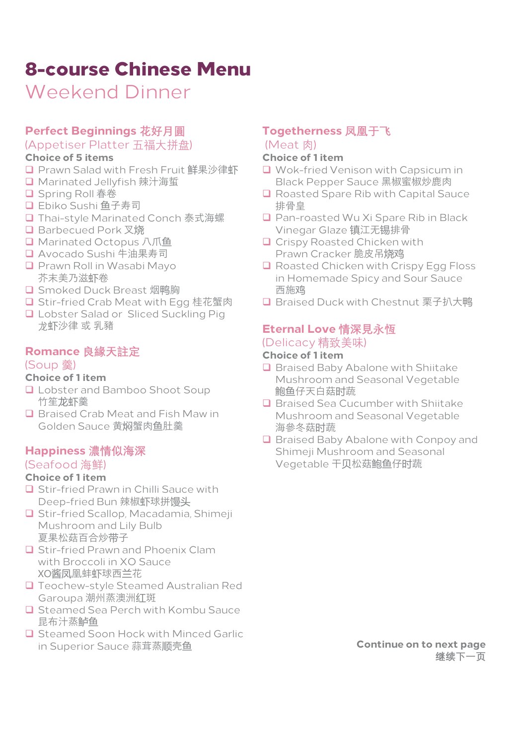# 8-course Chinese Menu

## Weekend Dinner

### Perfect Beginnings 花好月圓
(Appetiser Platter 五福大拼盘)

**Choice of 5 items**

- Prawn Salad with Fresh Fruit 鲜果沙律虾
- Marinated Jellyfish 辣汁海蜇
- Spring Roll 春卷
- Ebiko Sushi 鱼子寿司
- Thai-style Marinated Conch 泰式海螺
- Barbecued Pork 叉烧
- Marinated Octopus 八爪鱼
- Avocado Sushi 牛油果寿司
- Prawn Roll in Wasabi Mayo 芥末美乃滋虾卷
- Smoked Duck Breast 烟鸭胸
- Stir-fried Crab Meat with Egg 桂花蟹肉
- Lobster Salad or Sliced Suckling Pig 龙虾沙律 或 乳豬

### Romance 良緣天註定
(Soup 羹)

**Choice of 1 item**

- Lobster and Bamboo Shoot Soup 竹笙龙虾羹
- Braised Crab Meat and Fish Maw in Golden Sauce 黄焖蟹肉鱼肚羹

### Happiness 濃情似海深
(Seafood 海鲜)

**Choice of 1 item**

- Stir-fried Prawn in Chilli Sauce with Deep-fried Bun 辣椒虾球拼馒头
- Stir-fried Scallop, Macadamia, Shimeji Mushroom and Lily Bulb 夏果松菇百合炒带子
- Stir-fried Prawn and Phoenix Clam with Broccoli in XO Sauce XO酱凤凰蚌虾球西兰花
- Teochew-style Steamed Australian Red Garoupa 潮州蒸澳洲红斑
- Steamed Sea Perch with Kombu Sauce 昆布汁蒸鲈鱼
- Steamed Soon Hock with Minced Garlic in Superior Sauce 蒜茸蒸顺壳鱼

### Togetherness 凤凰于飞
(Meat 肉)

**Choice of 1 item**

- Wok-fried Venison with Capsicum in Black Pepper Sauce 黑椒蜜椒炒鹿肉
- Roasted Spare Rib with Capital Sauce 排骨皇
- Pan-roasted Wu Xi Spare Rib in Black Vinegar Glaze 镇江无锡排骨
- Crispy Roasted Chicken with Prawn Cracker 脆皮吊烧鸡
- Roasted Chicken with Crispy Egg Floss in Homemade Spicy and Sour Sauce 西施鸡
- Braised Duck with Chestnut 栗子扒大鸭

### Eternal Love 情深見永恆
(Delicacy 精致美味)

**Choice of 1 item**

- Braised Baby Abalone with Shiitake Mushroom and Seasonal Vegetable 鲍鱼仔天白菇时蔬
- Braised Sea Cucumber with Shiitake Mushroom and Seasonal Vegetable 海参冬菇时蔬
- Braised Baby Abalone with Conpoy and Shimeji Mushroom and Seasonal Vegetable 干贝松菇鲍鱼仔时蔬

**Continue on to next page**
继续下一页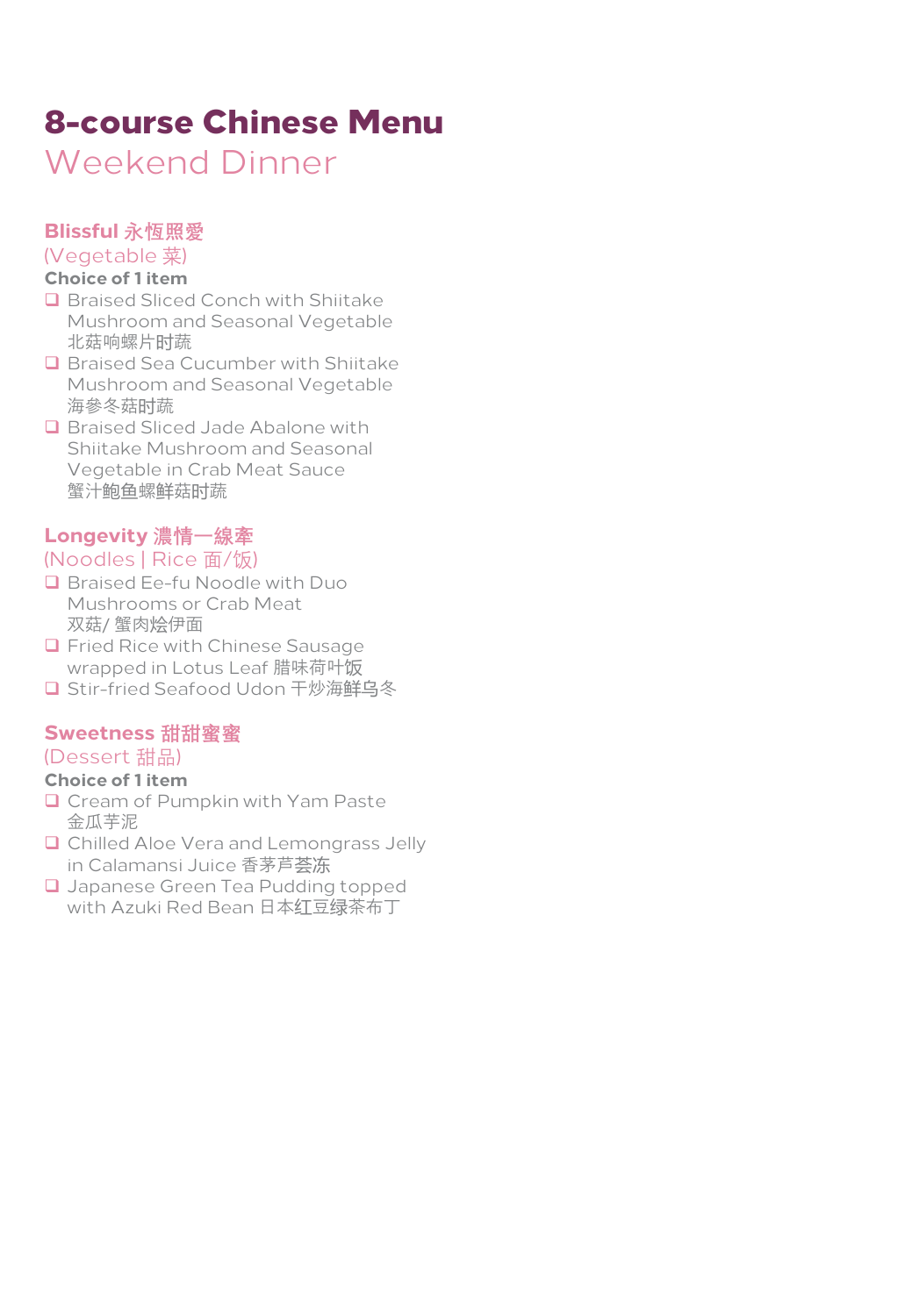# 8-course Chinese Menu

## Weekend Dinner

### Blissful 永恆照爱

(Vegetable 菜)

**Choice of 1 item**

- Braised Sliced Conch with Shiitake Mushroom and Seasonal Vegetable 北菇响螺片时蔬
- Braised Sea Cucumber with Shiitake Mushroom and Seasonal Vegetable 海參冬菇时蔬
- Braised Sliced Jade Abalone with Shiitake Mushroom and Seasonal Vegetable in Crab Meat Sauce 蟹汁鲍鱼螺鲜菇时蔬

### Longevity 濃情一線牽

(Noodles | Rice 面/饭)

- Braised Ee-fu Noodle with Duo Mushrooms or Crab Meat 双菇/ 蟹肉烩伊面
- Fried Rice with Chinese Sausage wrapped in Lotus Leaf 腊味荷叶饭
- Stir-fried Seafood Udon 干炒海鲜乌冬

### Sweetness 甜甜蜜蜜

(Dessert 甜品)

**Choice of 1 item**

- Cream of Pumpkin with Yam Paste 金瓜芋泥
- Chilled Aloe Vera and Lemongrass Jelly in Calamansi Juice 香茅芦荟冻
- Japanese Green Tea Pudding topped with Azuki Red Bean 日本红豆绿茶布丁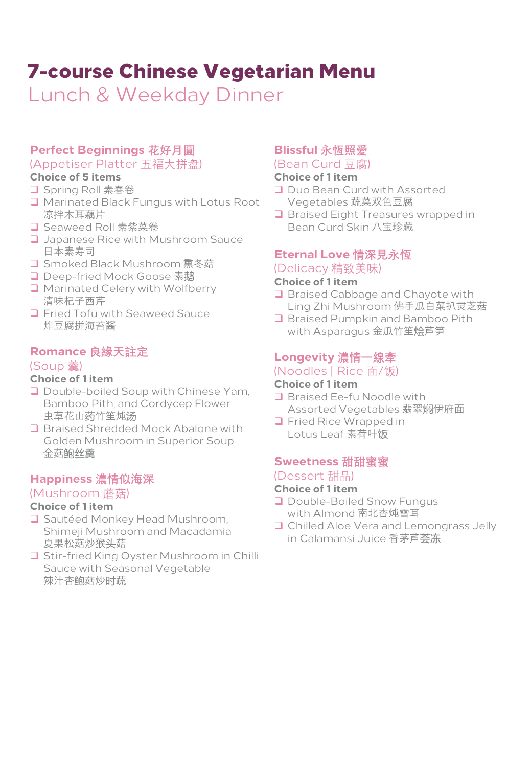# 7-course Chinese Vegetarian Menu

## Lunch & Weekday Dinner

### Perfect Beginnings 花好月圓

(Appetiser Platter 五福大拼盘)

**Choice of 5 items**

- Spring Roll 素春卷
- Marinated Black Fungus with Lotus Root 凉拌木耳藕片
- Seaweed Roll 素紫菜卷
- Japanese Rice with Mushroom Sauce 日本素寿司
- Smoked Black Mushroom 熏冬菇
- Deep-fried Mock Goose 素鹅
- Marinated Celery with Wolfberry 清味杞子西芹
- Fried Tofu with Seaweed Sauce 炸豆腐拼海苔酱

### Romance 良緣天註定

(Soup 羹)

**Choice of 1 item**

- Double-boiled Soup with Chinese Yam, Bamboo Pith, and Cordycep Flower 虫草花山药竹笙炖汤
- Braised Shredded Mock Abalone with Golden Mushroom in Superior Soup 金菇鲍丝羹

### Happiness 濃情似海深

(Mushroom 蘑菇)

**Choice of 1 item**

- Sautéed Monkey Head Mushroom, Shimeji Mushroom and Macadamia 夏果松菇炒猴头菇
- Stir-fried King Oyster Mushroom in Chilli Sauce with Seasonal Vegetable 辣汁杏鲍菇炒时蔬

### Blissful 永恆照愛

(Bean Curd 豆腐)

**Choice of 1 item**

- Duo Bean Curd with Assorted Vegetables 蔬菜双色豆腐
- Braised Eight Treasures wrapped in Bean Curd Skin 八宝珍藏

### Eternal Love 情深見永恆

(Delicacy 精致美味)

**Choice of 1 item**

- Braised Cabbage and Chayote with Ling Zhi Mushroom 佛手瓜白菜扒灵芝菇
- Braised Pumpkin and Bamboo Pith with Asparagus 金瓜竹笙烩芦笋

### Longevity 濃情一線牽

(Noodles | Rice 面/饭)

**Choice of 1 item**

- Braised Ee-fu Noodle with Assorted Vegetables 翡翠焖伊府面
- Fried Rice Wrapped in Lotus Leaf 素荷叶饭

### Sweetness 甜甜蜜蜜

(Dessert 甜品)

**Choice of 1 item**

- Double-Boiled Snow Fungus with Almond 南北杏炖雪耳
- Chilled Aloe Vera and Lemongrass Jelly in Calamansi Juice 香茅芦荟冻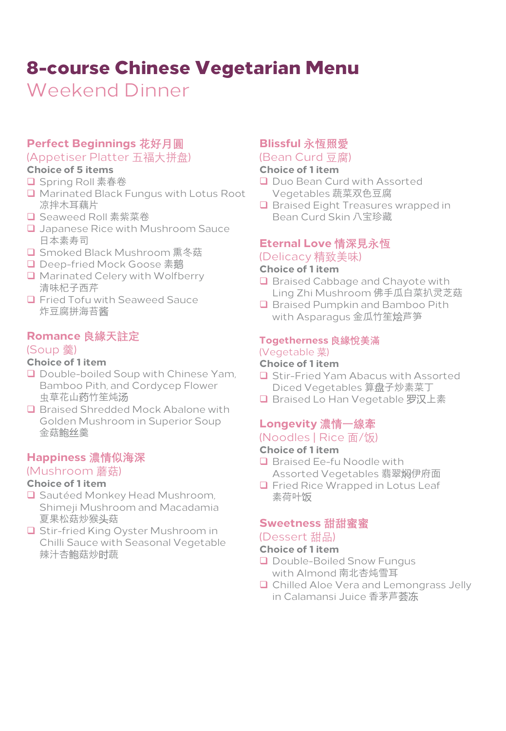# 8-course Chinese Vegetarian Menu

## Weekend Dinner

### Perfect Beginnings 花好月圓

(Appetiser Platter 五福大拼盘)

**Choice of 5 items**

- ❑ Spring Roll 素春卷
- ❑ Marinated Black Fungus with Lotus Root 凉拌木耳藕片
- ❑ Seaweed Roll 素紫菜卷
- ❑ Japanese Rice with Mushroom Sauce 日本素寿司
- ❑ Smoked Black Mushroom 熏冬菇
- ❑ Deep-fried Mock Goose 素鹅
- ❑ Marinated Celery with Wolfberry 清味杞子西芹
- ❑ Fried Tofu with Seaweed Sauce 炸豆腐拼海苔酱

### Romance 良緣天註定

(Soup 羹)

**Choice of 1 item**

- ❑ Double-boiled Soup with Chinese Yam, Bamboo Pith, and Cordycep Flower 虫草花山药竹笙炖汤
- ❑ Braised Shredded Mock Abalone with Golden Mushroom in Superior Soup 金菇鲍丝羹

### Happiness 濃情似海深

(Mushroom 蘑菇)

**Choice of 1 item**

- ❑ Sautéed Monkey Head Mushroom, Shimeji Mushroom and Macadamia 夏果松菇炒猴头菇
- ❑ Stir-fried King Oyster Mushroom in Chilli Sauce with Seasonal Vegetable 辣汁杏鮑菇炒时蔬

### Blissful 永恆照愛

(Bean Curd 豆腐)

**Choice of 1 item**

- ❑ Duo Bean Curd with Assorted Vegetables 蔬菜双色豆腐
- ❑ Braised Eight Treasures wrapped in Bean Curd Skin 八宝珍藏

### Eternal Love 情深見永恆

(Delicacy 精致美味)

**Choice of 1 item**

- ❑ Braised Cabbage and Chayote with Ling Zhi Mushroom 佛手瓜白菜扒灵芝菇
- ❑ Braised Pumpkin and Bamboo Pith with Asparagus 金瓜竹笙烩芦笋

### Togetherness 良緣悅美滿

(Vegetable 菜)

**Choice of 1 item**

- ❑ Stir-Fried Yam Abacus with Assorted Diced Vegetables 算盘子炒素菜丁
- ❑ Braised Lo Han Vegetable 罗汉上素

### Longevity 濃情一線牽

(Noodles | Rice 面/饭)

**Choice of 1 item**

- ❑ Braised Ee-fu Noodle with Assorted Vegetables 翡翠焖伊府面
- ❑ Fried Rice Wrapped in Lotus Leaf 素荷叶饭

### Sweetness 甜甜蜜蜜

(Dessert 甜品)

**Choice of 1 item**

- ❑ Double-Boiled Snow Fungus with Almond 南北杏炖雪耳
- ❑ Chilled Aloe Vera and Lemongrass Jelly in Calamansi Juice 香茅芦荟冻